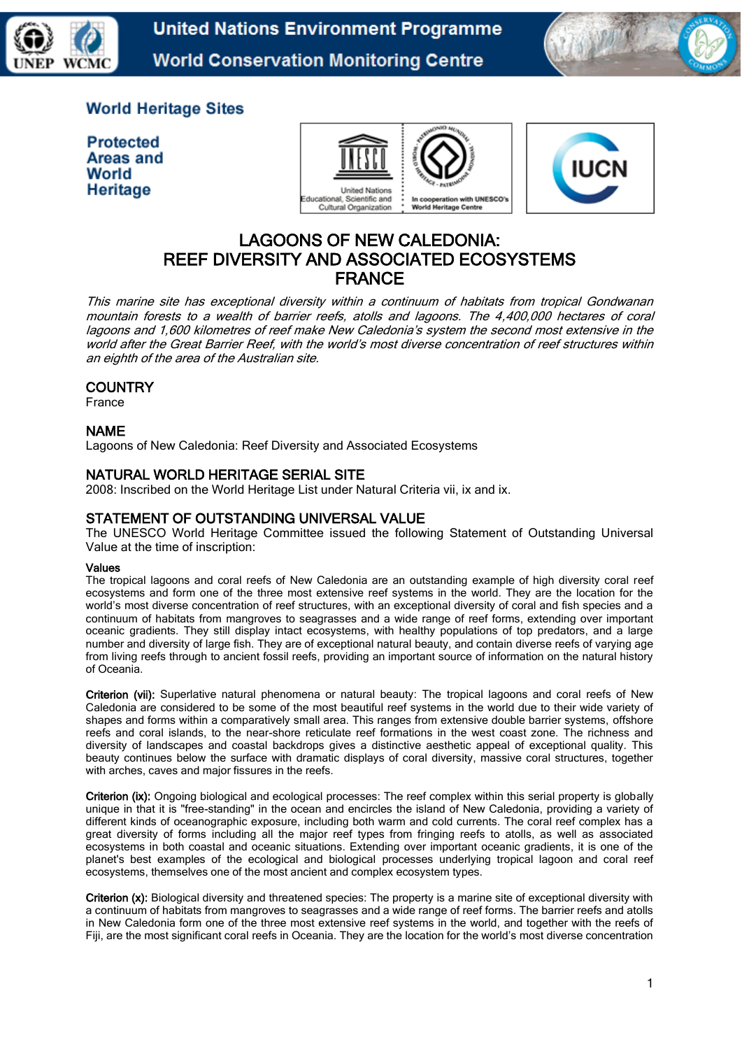United Nations Environment Programme
World Conservation Monitoring Centre

**World Heritage Sites**

**Protected Areas and World Heritage**

# LAGOONS OF NEW CALEDONIA: REEF DIVERSITY AND ASSOCIATED ECOSYSTEMS FRANCE

*This marine site has exceptional diversity within a continuum of habitats from tropical Gondwanan mountain forests to a wealth of barrier reefs, atolls and lagoons. The 4,400,000 hectares of coral lagoons and 1,600 kilometres of reef make New Caledonia's system the second most extensive in the world after the Great Barrier Reef, with the world's most diverse concentration of reef structures within an eighth of the area of the Australian site.*

## COUNTRY

France

## NAME

Lagoons of New Caledonia: Reef Diversity and Associated Ecosystems

## NATURAL WORLD HERITAGE SERIAL SITE

2008: Inscribed on the World Heritage List under Natural Criteria vii, ix and ix.

## STATEMENT OF OUTSTANDING UNIVERSAL VALUE

The UNESCO World Heritage Committee issued the following Statement of Outstanding Universal Value at the time of inscription:

**Values**

The tropical lagoons and coral reefs of New Caledonia are an outstanding example of high diversity coral reef ecosystems and form one of the three most extensive reef systems in the world. They are the location for the world's most diverse concentration of reef structures, with an exceptional diversity of coral and fish species and a continuum of habitats from mangroves to seagrasses and a wide range of reef forms, extending over important oceanic gradients. They still display intact ecosystems, with healthy populations of top predators, and a large number and diversity of large fish. They are of exceptional natural beauty, and contain diverse reefs of varying age from living reefs through to ancient fossil reefs, providing an important source of information on the natural history of Oceania.

**Criterion (vii):** Superlative natural phenomena or natural beauty: The tropical lagoons and coral reefs of New Caledonia are considered to be some of the most beautiful reef systems in the world due to their wide variety of shapes and forms within a comparatively small area. This ranges from extensive double barrier systems, offshore reefs and coral islands, to the near-shore reticulate reef formations in the west coast zone. The richness and diversity of landscapes and coastal backdrops gives a distinctive aesthetic appeal of exceptional quality. This beauty continues below the surface with dramatic displays of coral diversity, massive coral structures, together with arches, caves and major fissures in the reefs.

**Criterion (ix):** Ongoing biological and ecological processes: The reef complex within this serial property is globally unique in that it is "free-standing" in the ocean and encircles the island of New Caledonia, providing a variety of different kinds of oceanographic exposure, including both warm and cold currents. The coral reef complex has a great diversity of forms including all the major reef types from fringing reefs to atolls, as well as associated ecosystems in both coastal and oceanic situations. Extending over important oceanic gradients, it is one of the planet's best examples of the ecological and biological processes underlying tropical lagoon and coral reef ecosystems, themselves one of the most ancient and complex ecosystem types.

**Criterion (x):** Biological diversity and threatened species: The property is a marine site of exceptional diversity with a continuum of habitats from mangroves to seagrasses and a wide range of reef forms. The barrier reefs and atolls in New Caledonia form one of the three most extensive reef systems in the world, and together with the reefs of Fiji, are the most significant coral reefs in Oceania. They are the location for the world's most diverse concentration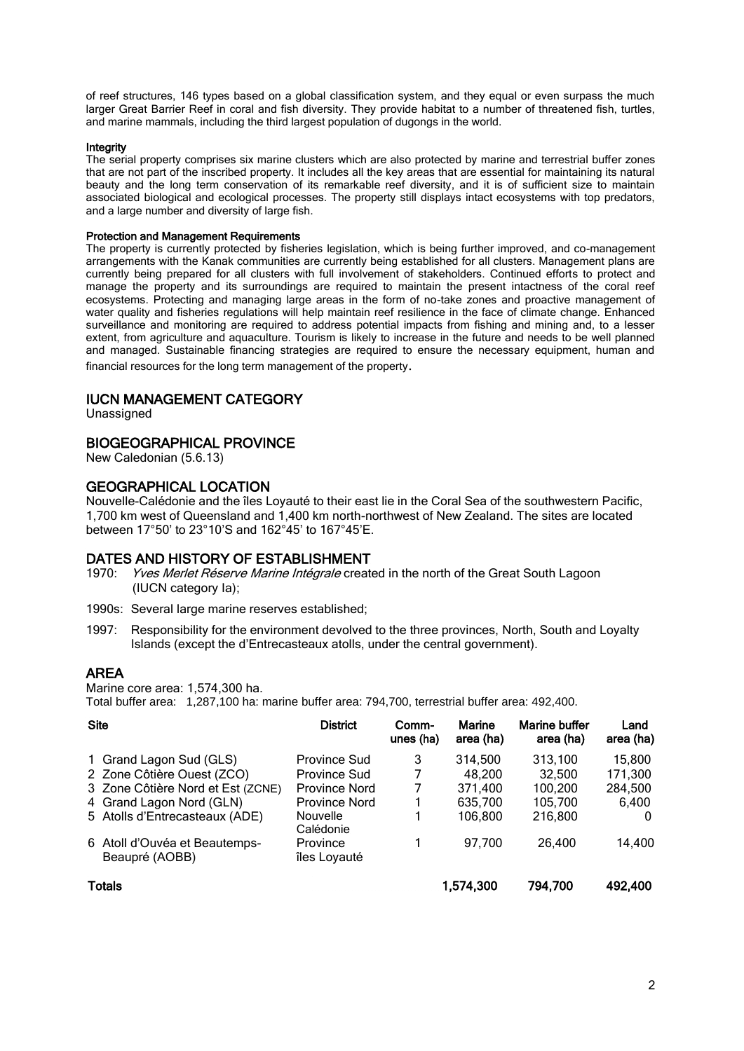of reef structures, 146 types based on a global classification system, and they equal or even surpass the much larger Great Barrier Reef in coral and fish diversity. They provide habitat to a number of threatened fish, turtles, and marine mammals, including the third largest population of dugongs in the world.

**Integrity**

The serial property comprises six marine clusters which are also protected by marine and terrestrial buffer zones that are not part of the inscribed property. It includes all the key areas that are essential for maintaining its natural beauty and the long term conservation of its remarkable reef diversity, and it is of sufficient size to maintain associated biological and ecological processes. The property still displays intact ecosystems with top predators, and a large number and diversity of large fish.

**Protection and Management Requirements**

The property is currently protected by fisheries legislation, which is being further improved, and co-management arrangements with the Kanak communities are currently being established for all clusters. Management plans are currently being prepared for all clusters with full involvement of stakeholders. Continued efforts to protect and manage the property and its surroundings are required to maintain the present intactness of the coral reef ecosystems. Protecting and managing large areas in the form of no-take zones and proactive management of water quality and fisheries regulations will help maintain reef resilience in the face of climate change. Enhanced surveillance and monitoring are required to address potential impacts from fishing and mining and, to a lesser extent, from agriculture and aquaculture. Tourism is likely to increase in the future and needs to be well planned and managed. Sustainable financing strategies are required to ensure the necessary equipment, human and financial resources for the long term management of the property.

## IUCN MANAGEMENT CATEGORY

Unassigned

## BIOGEOGRAPHICAL PROVINCE

New Caledonian (5.6.13)

## GEOGRAPHICAL LOCATION

Nouvelle-Calédonie and the îles Loyauté to their east lie in the Coral Sea of the southwestern Pacific, 1,700 km west of Queensland and 1,400 km north-northwest of New Zealand. The sites are located between 17°50' to 23°10'S and 162°45' to 167°45'E.

## DATES AND HISTORY OF ESTABLISHMENT

1970: *Yves Merlet Réserve Marine Intégrale* created in the north of the Great South Lagoon (IUCN category Ia);

1990s: Several large marine reserves established;

1997: Responsibility for the environment devolved to the three provinces, North, South and Loyalty Islands (except the d'Entrecasteaux atolls, under the central government).

## AREA

Marine core area: 1,574,300 ha.
Total buffer area: 1,287,100 ha: marine buffer area: 794,700, terrestrial buffer area: 492,400.

| Site | District | Comm-unes (ha) | Marine area (ha) | Marine buffer area (ha) | Land area (ha) |
|---|---|---|---|---|---|
| 1 Grand Lagon Sud (GLS) | Province Sud | 3 | 314,500 | 313,100 | 15,800 |
| 2 Zone Côtière Ouest (ZCO) | Province Sud | 7 | 48,200 | 32,500 | 171,300 |
| 3 Zone Côtière Nord et Est (ZCNE) | Province Nord | 7 | 371,400 | 100,200 | 284,500 |
| 4 Grand Lagon Nord (GLN) | Province Nord | 1 | 635,700 | 105,700 | 6,400 |
| 5 Atolls d'Entrecasteaux (ADE) | Nouvelle Calédonie | 1 | 106,800 | 216,800 | 0 |
| 6 Atoll d'Ouvéa et Beautemps-Beaupré (AOBB) | Province îles Loyauté | 1 | 97,700 | 26,400 | 14,400 |
| **Totals** | | | **1,574,300** | **794,700** | **492,400** |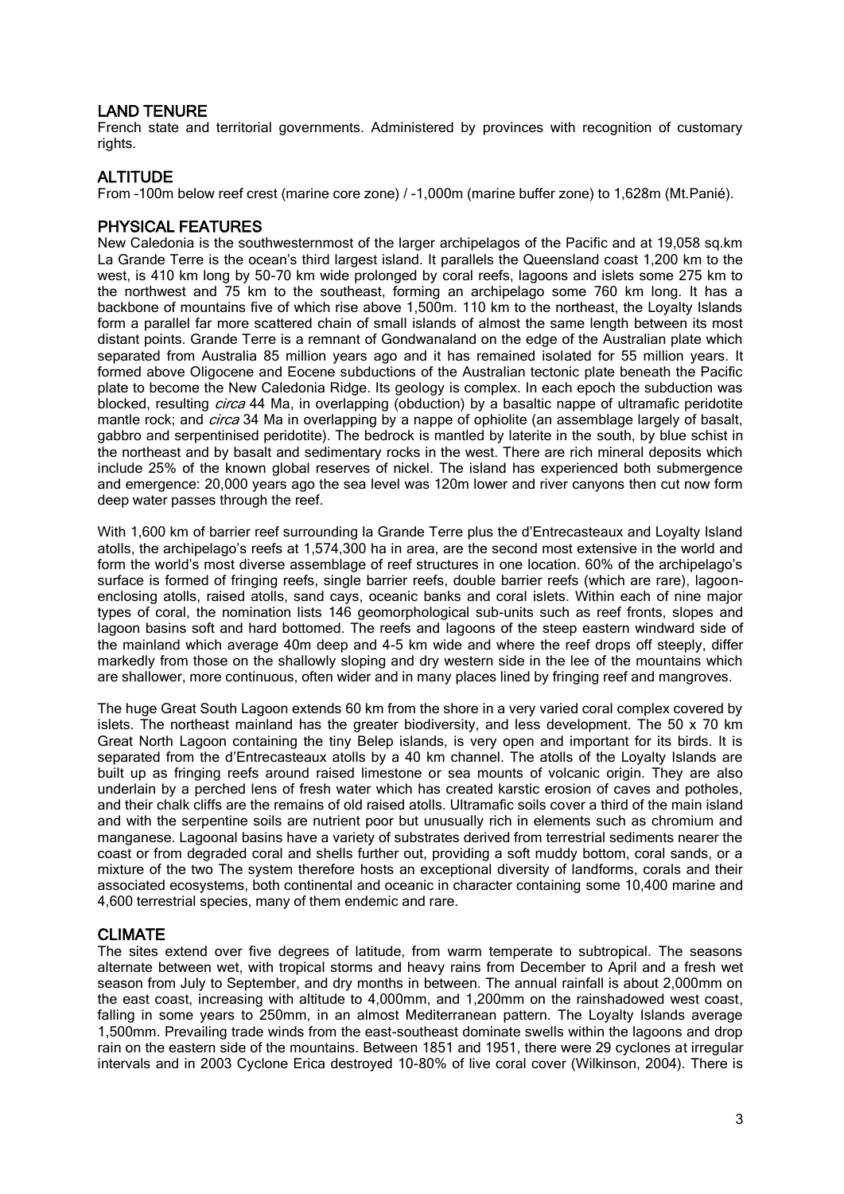## LAND TENURE

French state and territorial governments. Administered by provinces with recognition of customary rights.

## ALTITUDE

From -100m below reef crest (marine core zone) / -1,000m (marine buffer zone) to 1,628m (Mt.Panié).

## PHYSICAL FEATURES

New Caledonia is the southwesternmost of the larger archipelagos of the Pacific and at 19,058 sq.km La Grande Terre is the ocean's third largest island. It parallels the Queensland coast 1,200 km to the west, is 410 km long by 50-70 km wide prolonged by coral reefs, lagoons and islets some 275 km to the northwest and 75 km to the southeast, forming an archipelago some 760 km long. It has a backbone of mountains five of which rise above 1,500m. 110 km to the northeast, the Loyalty Islands form a parallel far more scattered chain of small islands of almost the same length between its most distant points. Grande Terre is a remnant of Gondwanaland on the edge of the Australian plate which separated from Australia 85 million years ago and it has remained isolated for 55 million years. It formed above Oligocene and Eocene subductions of the Australian tectonic plate beneath the Pacific plate to become the New Caledonia Ridge. Its geology is complex. In each epoch the subduction was blocked, resulting *circa* 44 Ma, in overlapping (obduction) by a basaltic nappe of ultramafic peridotite mantle rock; and *circa* 34 Ma in overlapping by a nappe of ophiolite (an assemblage largely of basalt, gabbro and serpentinised peridotite). The bedrock is mantled by laterite in the south, by blue schist in the northeast and by basalt and sedimentary rocks in the west. There are rich mineral deposits which include 25% of the known global reserves of nickel. The island has experienced both submergence and emergence: 20,000 years ago the sea level was 120m lower and river canyons then cut now form deep water passes through the reef.

With 1,600 km of barrier reef surrounding la Grande Terre plus the d'Entrecasteaux and Loyalty Island atolls, the archipelago's reefs at 1,574,300 ha in area, are the second most extensive in the world and form the world's most diverse assemblage of reef structures in one location. 60% of the archipelago's surface is formed of fringing reefs, single barrier reefs, double barrier reefs (which are rare), lagoon-enclosing atolls, raised atolls, sand cays, oceanic banks and coral islets. Within each of nine major types of coral, the nomination lists 146 geomorphological sub-units such as reef fronts, slopes and lagoon basins soft and hard bottomed. The reefs and lagoons of the steep eastern windward side of the mainland which average 40m deep and 4-5 km wide and where the reef drops off steeply, differ markedly from those on the shallowly sloping and dry western side in the lee of the mountains which are shallower, more continuous, often wider and in many places lined by fringing reef and mangroves.

The huge Great South Lagoon extends 60 km from the shore in a very varied coral complex covered by islets. The northeast mainland has the greater biodiversity, and less development. The 50 x 70 km Great North Lagoon containing the tiny Belep islands, is very open and important for its birds. It is separated from the d'Entrecasteaux atolls by a 40 km channel. The atolls of the Loyalty Islands are built up as fringing reefs around raised limestone or sea mounts of volcanic origin. They are also underlain by a perched lens of fresh water which has created karstic erosion of caves and potholes, and their chalk cliffs are the remains of old raised atolls. Ultramafic soils cover a third of the main island and with the serpentine soils are nutrient poor but unusually rich in elements such as chromium and manganese. Lagoonal basins have a variety of substrates derived from terrestrial sediments nearer the coast or from degraded coral and shells further out, providing a soft muddy bottom, coral sands, or a mixture of the two The system therefore hosts an exceptional diversity of landforms, corals and their associated ecosystems, both continental and oceanic in character containing some 10,400 marine and 4,600 terrestrial species, many of them endemic and rare.

## CLIMATE

The sites extend over five degrees of latitude, from warm temperate to subtropical. The seasons alternate between wet, with tropical storms and heavy rains from December to April and a fresh wet season from July to September, and dry months in between. The annual rainfall is about 2,000mm on the east coast, increasing with altitude to 4,000mm, and 1,200mm on the rainshadowed west coast, falling in some years to 250mm, in an almost Mediterranean pattern. The Loyalty Islands average 1,500mm. Prevailing trade winds from the east-southeast dominate swells within the lagoons and drop rain on the eastern side of the mountains. Between 1851 and 1951, there were 29 cyclones at irregular intervals and in 2003 Cyclone Erica destroyed 10-80% of live coral cover (Wilkinson, 2004). There is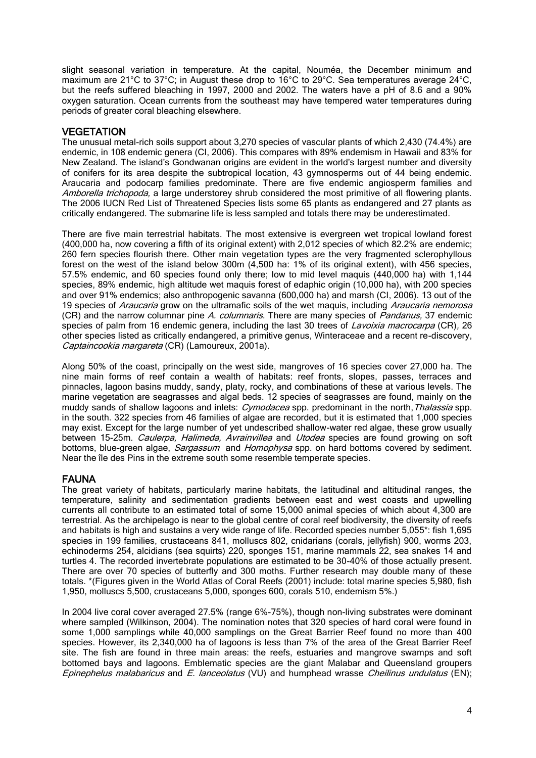slight seasonal variation in temperature. At the capital, Nouméa, the December minimum and maximum are 21°C to 37°C; in August these drop to 16°C to 29°C. Sea temperatures average 24°C, but the reefs suffered bleaching in 1997, 2000 and 2002. The waters have a pH of 8.6 and a 90% oxygen saturation. Ocean currents from the southeast may have tempered water temperatures during periods of greater coral bleaching elsewhere.

## VEGETATION

The unusual metal-rich soils support about 3,270 species of vascular plants of which 2,430 (74.4%) are endemic, in 108 endemic genera (CI, 2006). This compares with 89% endemism in Hawaii and 83% for New Zealand. The island's Gondwanan origins are evident in the world's largest number and diversity of conifers for its area despite the subtropical location, 43 gymnosperms out of 44 being endemic. Araucaria and podocarp families predominate. There are five endemic angiosperm families and *Amborella trichopoda,* a large understorey shrub considered the most primitive of all flowering plants. The 2006 IUCN Red List of Threatened Species lists some 65 plants as endangered and 27 plants as critically endangered. The submarine life is less sampled and totals there may be underestimated.

There are five main terrestrial habitats. The most extensive is evergreen wet tropical lowland forest (400,000 ha, now covering a fifth of its original extent) with 2,012 species of which 82.2% are endemic; 260 fern species flourish there. Other main vegetation types are the very fragmented sclerophyllous forest on the west of the island below 300m (4,500 ha: 1% of its original extent), with 456 species, 57.5% endemic, and 60 species found only there; low to mid level maquis (440,000 ha) with 1,144 species, 89% endemic, high altitude wet maquis forest of edaphic origin (10,000 ha), with 200 species and over 91% endemics; also anthropogenic savanna (600,000 ha) and marsh (CI, 2006). 13 out of the 19 species of *Araucaria* grow on the ultramafic soils of the wet maquis, including *Araucaria nemorosa* (CR) and the narrow columnar pine *A. columnaris*. There are many species of *Pandanus,* 37 endemic species of palm from 16 endemic genera, including the last 30 trees of *Lavoixia macrocarpa* (CR)*,* 26 other species listed as critically endangered, a primitive genus, Winteraceae and a recent re-discovery, *Captaincookia margareta* (CR) (Lamoureux, 2001a).

Along 50% of the coast, principally on the west side, mangroves of 16 species cover 27,000 ha. The nine main forms of reef contain a wealth of habitats: reef fronts, slopes, passes, terraces and pinnacles, lagoon basins muddy, sandy, platy, rocky, and combinations of these at various levels. The marine vegetation are seagrasses and algal beds. 12 species of seagrasses are found, mainly on the muddy sands of shallow lagoons and inlets: *Cymodacea* spp. predominant in the north, *Thalassia* spp. in the south. 322 species from 46 families of algae are recorded, but it is estimated that 1,000 species may exist. Except for the large number of yet undescribed shallow-water red algae, these grow usually between 15-25m. *Caulerpa, Halimeda, Avrainvillea* and *Utodea* species are found growing on soft bottoms, blue-green algae, *Sargassum* and *Homophysa* spp. on hard bottoms covered by sediment. Near the île des Pins in the extreme south some resemble temperate species.

## FAUNA

The great variety of habitats, particularly marine habitats, the latitudinal and altitudinal ranges, the temperature, salinity and sedimentation gradients between east and west coasts and upwelling currents all contribute to an estimated total of some 15,000 animal species of which about 4,300 are terrestrial. As the archipelago is near to the global centre of coral reef biodiversity, the diversity of reefs and habitats is high and sustains a very wide range of life. Recorded species number 5,055*: fish 1,695 species in 199 families, crustaceans 841, molluscs 802, cnidarians (corals, jellyfish) 900, worms 203, echinoderms 254, alcidians (sea squirts) 220, sponges 151, marine mammals 22, sea snakes 14 and turtles 4. The recorded invertebrate populations are estimated to be 30-40% of those actually present. There are over 70 species of butterfly and 300 moths. Further research may double many of these totals. *(Figures given in the World Atlas of Coral Reefs (2001) include: total marine species 5,980, fish 1,950, molluscs 5,500, crustaceans 5,000, sponges 600, corals 510, endemism 5%.)

In 2004 live coral cover averaged 27.5% (range 6%-75%), though non-living substrates were dominant where sampled (Wilkinson, 2004). The nomination notes that 320 species of hard coral were found in some 1,000 samplings while 40,000 samplings on the Great Barrier Reef found no more than 400 species. However, its 2,340,000 ha of lagoons is less than 7% of the area of the Great Barrier Reef site. The fish are found in three main areas: the reefs, estuaries and mangrove swamps and soft bottomed bays and lagoons. Emblematic species are the giant Malabar and Queensland groupers *Epinephelus malabaricus* and *E. lanceolatus* (VU) and humphead wrasse *Cheilinus undulatus* (EN);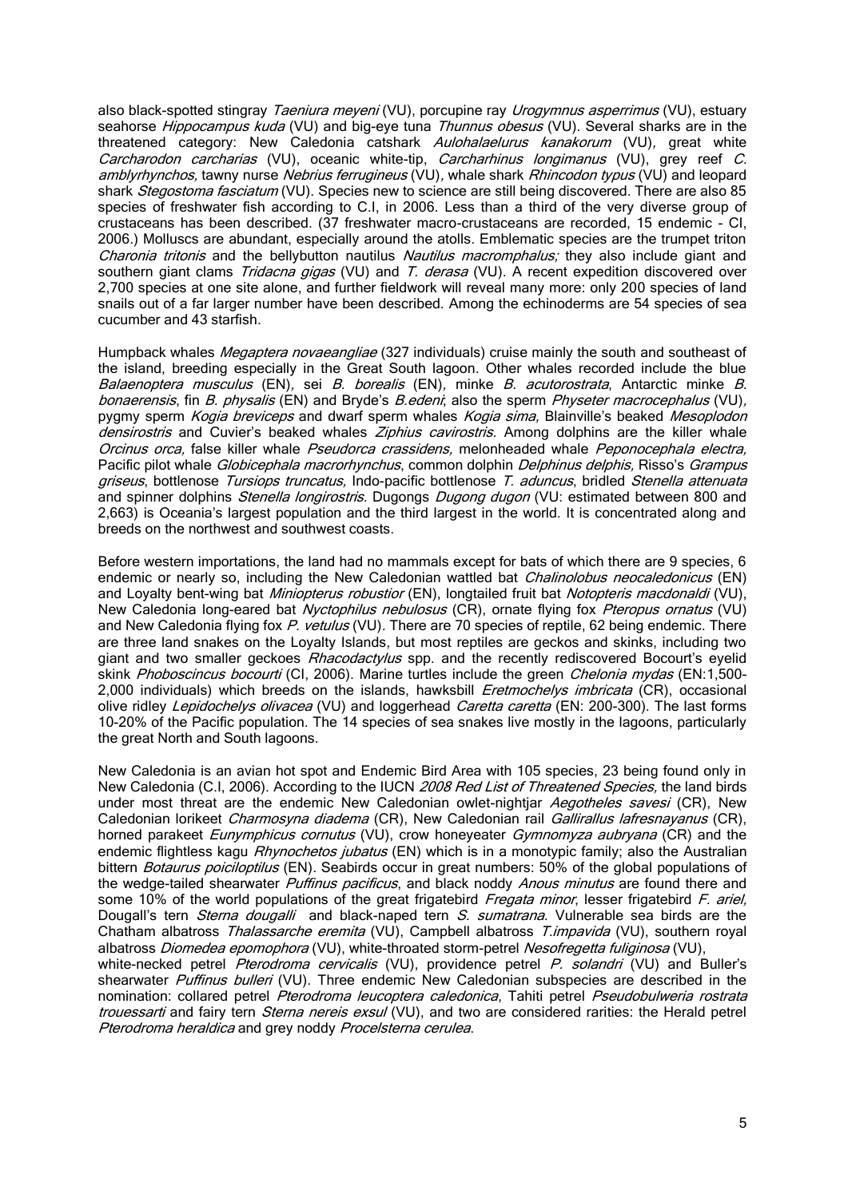also black-spotted stingray *Taeniura meyeni* (VU), porcupine ray *Urogymnus asperrimus* (VU), estuary seahorse *Hippocampus kuda* (VU) and big-eye tuna *Thunnus obesus* (VU). Several sharks are in the threatened category: New Caledonia catshark *Aulohalaelurus kanakorum* (VU), great white *Carcharodon carcharias* (VU), oceanic white-tip, *Carcharhinus longimanus* (VU), grey reef *C. amblyrhynchos,* tawny nurse *Nebrius ferrugineus* (VU), whale shark *Rhincodon typus* (VU) and leopard shark *Stegostoma fasciatum* (VU). Species new to science are still being discovered. There are also 85 species of freshwater fish according to C.I, in 2006. Less than a third of the very diverse group of crustaceans has been described. (37 freshwater macro-crustaceans are recorded, 15 endemic - CI, 2006.) Molluscs are abundant, especially around the atolls. Emblematic species are the trumpet triton *Charonia tritonis* and the bellybutton nautilus *Nautilus macromphalus;* they also include giant and southern giant clams *Tridacna gigas* (VU) and *T. derasa* (VU). A recent expedition discovered over 2,700 species at one site alone, and further fieldwork will reveal many more: only 200 species of land snails out of a far larger number have been described. Among the echinoderms are 54 species of sea cucumber and 43 starfish.

Humpback whales *Megaptera novaeangliae* (327 individuals) cruise mainly the south and southeast of the island, breeding especially in the Great South lagoon. Other whales recorded include the blue *Balaenoptera musculus* (EN), sei *B. borealis* (EN), minke *B. acutorostrata*, Antarctic minke *B. bonaerensis*, fin *B. physalis* (EN) and Bryde's *B.edeni*; also the sperm *Physeter macrocephalus* (VU), pygmy sperm *Kogia breviceps* and dwarf sperm whales *Kogia sima,* Blainville's beaked *Mesoplodon densirostris* and Cuvier's beaked whales *Ziphius cavirostris*. Among dolphins are the killer whale *Orcinus orca,* false killer whale *Pseudorca crassidens,* melonheaded whale *Peponocephala electra,* Pacific pilot whale *Globicephala macrorhynchus*, common dolphin *Delphinus delphis,* Risso's *Grampus griseus*, bottlenose *Tursiops truncatus,* Indo-pacific bottlenose *T. aduncus*, bridled *Stenella attenuata* and spinner dolphins *Stenella longirostris*. Dugongs *Dugong dugon* (VU: estimated between 800 and 2,663) is Oceania's largest population and the third largest in the world. It is concentrated along and breeds on the northwest and southwest coasts.

Before western importations, the land had no mammals except for bats of which there are 9 species, 6 endemic or nearly so, including the New Caledonian wattled bat *Chalinolobus neocaledonicus* (EN) and Loyalty bent-wing bat *Miniopterus robustior* (EN), longtailed fruit bat *Notopteris macdonaldi* (VU), New Caledonia long-eared bat *Nyctophilus nebulosus* (CR), ornate flying fox *Pteropus ornatus* (VU) and New Caledonia flying fox *P. vetulus* (VU). There are 70 species of reptile, 62 being endemic. There are three land snakes on the Loyalty Islands, but most reptiles are geckos and skinks, including two giant and two smaller geckoes *Rhacodactylus* spp. and the recently rediscovered Bocourt's eyelid skink *Phoboscincus bocourti* (CI, 2006). Marine turtles include the green *Chelonia mydas* (EN:1,500-2,000 individuals) which breeds on the islands, hawksbill *Eretmochelys imbricata* (CR), occasional olive ridley *Lepidochelys olivacea* (VU) and loggerhead *Caretta caretta* (EN: 200-300). The last forms 10-20% of the Pacific population. The 14 species of sea snakes live mostly in the lagoons, particularly the great North and South lagoons.

New Caledonia is an avian hot spot and Endemic Bird Area with 105 species, 23 being found only in New Caledonia (C.I, 2006). According to the IUCN *2008 Red List of Threatened Species,* the land birds under most threat are the endemic New Caledonian owlet-nightjar *Aegotheles savesi* (CR), New Caledonian lorikeet *Charmosyna diadema* (CR), New Caledonian rail *Gallirallus lafresnayanus* (CR), horned parakeet *Eunymphicus cornutus* (VU), crow honeyeater *Gymnomyza aubryana* (CR) and the endemic flightless kagu *Rhynochetos jubatus* (EN) which is in a monotypic family; also the Australian bittern *Botaurus poiciloptilus* (EN). Seabirds occur in great numbers: 50% of the global populations of the wedge-tailed shearwater *Puffinus pacificus*, and black noddy *Anous minutus* are found there and some 10% of the world populations of the great frigatebird *Fregata minor*, lesser frigatebird *F. ariel,* Dougall's tern *Sterna dougalli* and black-naped tern *S. sumatrana*. Vulnerable sea birds are the Chatham albatross *Thalassarche eremita* (VU), Campbell albatross *T.impavida* (VU), southern royal albatross *Diomedea epomophora* (VU), white-throated storm-petrel *Nesofregetta fuliginosa* (VU), white-necked petrel *Pterodroma cervicalis* (VU), providence petrel *P. solandri* (VU) and Buller's shearwater *Puffinus bulleri* (VU). Three endemic New Caledonian subspecies are described in the nomination: collared petrel *Pterodroma leucoptera caledonica*, Tahiti petrel *Pseudobulweria rostrata trouessarti* and fairy tern *Sterna nereis exsul* (VU), and two are considered rarities: the Herald petrel *Pterodroma heraldica* and grey noddy *Procelsterna cerulea*.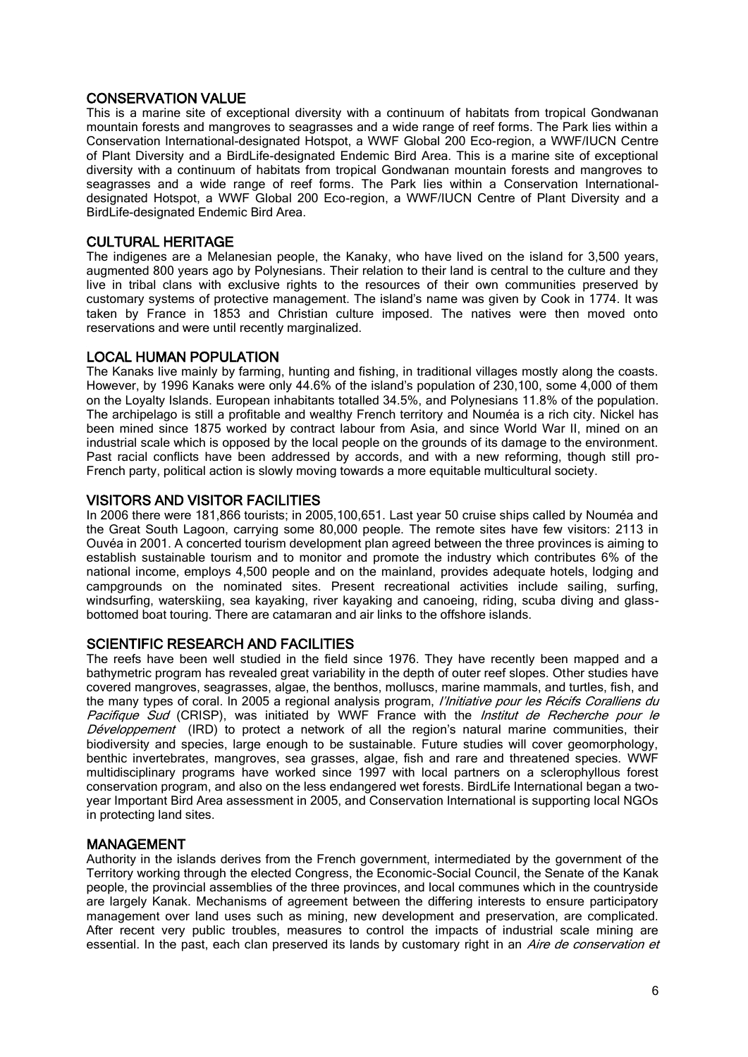## CONSERVATION VALUE

This is a marine site of exceptional diversity with a continuum of habitats from tropical Gondwanan mountain forests and mangroves to seagrasses and a wide range of reef forms. The Park lies within a Conservation International-designated Hotspot, a WWF Global 200 Eco-region, a WWF/IUCN Centre of Plant Diversity and a BirdLife-designated Endemic Bird Area. This is a marine site of exceptional diversity with a continuum of habitats from tropical Gondwanan mountain forests and mangroves to seagrasses and a wide range of reef forms. The Park lies within a Conservation International-designated Hotspot, a WWF Global 200 Eco-region, a WWF/IUCN Centre of Plant Diversity and a BirdLife-designated Endemic Bird Area.

## CULTURAL HERITAGE

The indigenes are a Melanesian people, the Kanaky, who have lived on the island for 3,500 years, augmented 800 years ago by Polynesians. Their relation to their land is central to the culture and they live in tribal clans with exclusive rights to the resources of their own communities preserved by customary systems of protective management. The island's name was given by Cook in 1774. It was taken by France in 1853 and Christian culture imposed. The natives were then moved onto reservations and were until recently marginalized.

## LOCAL HUMAN POPULATION

The Kanaks live mainly by farming, hunting and fishing, in traditional villages mostly along the coasts. However, by 1996 Kanaks were only 44.6% of the island's population of 230,100, some 4,000 of them on the Loyalty Islands. European inhabitants totalled 34.5%, and Polynesians 11.8% of the population. The archipelago is still a profitable and wealthy French territory and Nouméa is a rich city. Nickel has been mined since 1875 worked by contract labour from Asia, and since World War II, mined on an industrial scale which is opposed by the local people on the grounds of its damage to the environment. Past racial conflicts have been addressed by accords, and with a new reforming, though still pro-French party, political action is slowly moving towards a more equitable multicultural society.

## VISITORS AND VISITOR FACILITIES

In 2006 there were 181,866 tourists; in 2005,100,651. Last year 50 cruise ships called by Nouméa and the Great South Lagoon, carrying some 80,000 people. The remote sites have few visitors: 2113 in Ouvéa in 2001. A concerted tourism development plan agreed between the three provinces is aiming to establish sustainable tourism and to monitor and promote the industry which contributes 6% of the national income, employs 4,500 people and on the mainland, provides adequate hotels, lodging and campgrounds on the nominated sites. Present recreational activities include sailing, surfing, windsurfing, waterskiing, sea kayaking, river kayaking and canoeing, riding, scuba diving and glass-bottomed boat touring. There are catamaran and air links to the offshore islands.

## SCIENTIFIC RESEARCH AND FACILITIES

The reefs have been well studied in the field since 1976. They have recently been mapped and a bathymetric program has revealed great variability in the depth of outer reef slopes. Other studies have covered mangroves, seagrasses, algae, the benthos, molluscs, marine mammals, and turtles, fish, and the many types of coral. In 2005 a regional analysis program, *l'Initiative pour les Récifs Coralliens du Pacifique Sud* (CRISP), was initiated by WWF France with the *Institut de Recherche pour le Développement* (IRD) to protect a network of all the region's natural marine communities, their biodiversity and species, large enough to be sustainable. Future studies will cover geomorphology, benthic invertebrates, mangroves, sea grasses, algae, fish and rare and threatened species. WWF multidisciplinary programs have worked since 1997 with local partners on a sclerophyllous forest conservation program, and also on the less endangered wet forests. BirdLife International began a two-year Important Bird Area assessment in 2005, and Conservation International is supporting local NGOs in protecting land sites.

## MANAGEMENT

Authority in the islands derives from the French government, intermediated by the government of the Territory working through the elected Congress, the Economic-Social Council, the Senate of the Kanak people, the provincial assemblies of the three provinces, and local communes which in the countryside are largely Kanak. Mechanisms of agreement between the differing interests to ensure participatory management over land uses such as mining, new development and preservation, are complicated. After recent very public troubles, measures to control the impacts of industrial scale mining are essential. In the past, each clan preserved its lands by customary right in an *Aire de conservation et*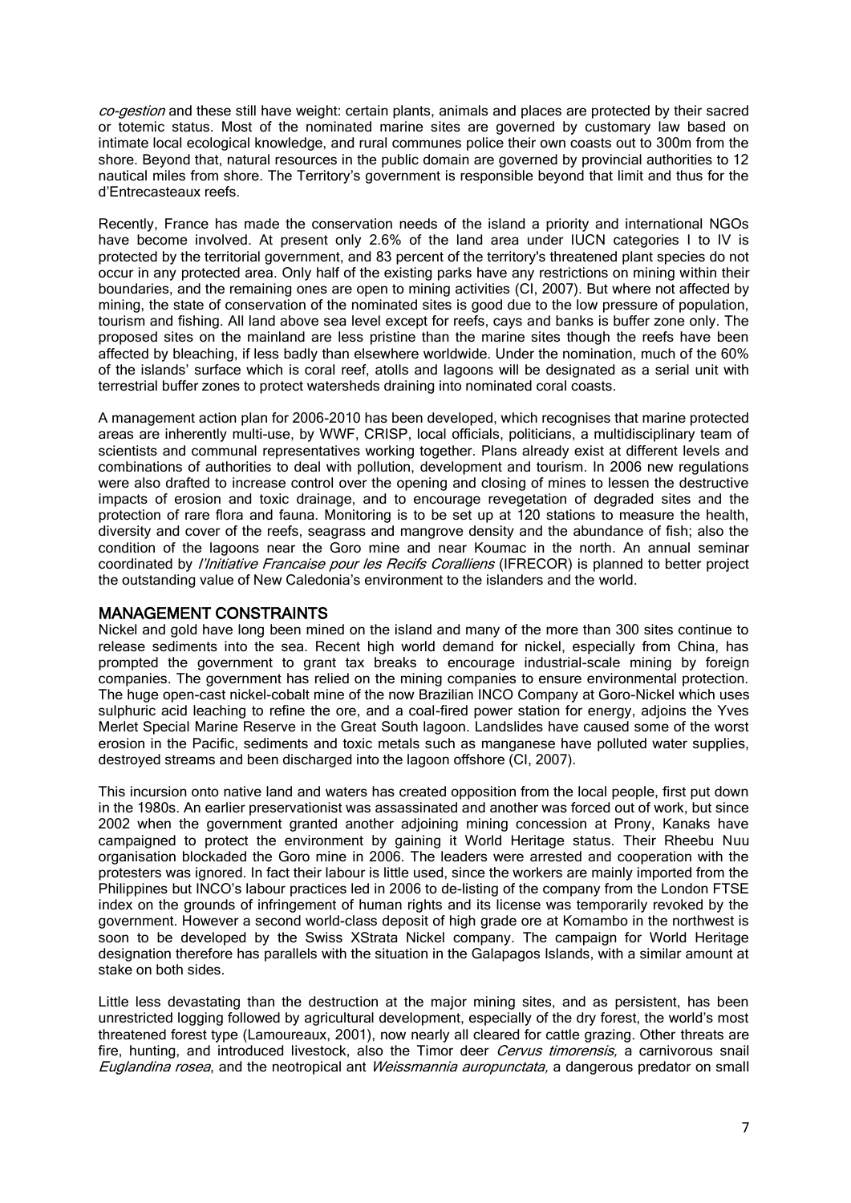*co-gestion* and these still have weight: certain plants, animals and places are protected by their sacred or totemic status. Most of the nominated marine sites are governed by customary law based on intimate local ecological knowledge, and rural communes police their own coasts out to 300m from the shore. Beyond that, natural resources in the public domain are governed by provincial authorities to 12 nautical miles from shore. The Territory's government is responsible beyond that limit and thus for the d'Entrecasteaux reefs.

Recently, France has made the conservation needs of the island a priority and international NGOs have become involved. At present only 2.6% of the land area under IUCN categories I to IV is protected by the territorial government, and 83 percent of the territory's threatened plant species do not occur in any protected area. Only half of the existing parks have any restrictions on mining within their boundaries, and the remaining ones are open to mining activities (CI, 2007). But where not affected by mining, the state of conservation of the nominated sites is good due to the low pressure of population, tourism and fishing. All land above sea level except for reefs, cays and banks is buffer zone only. The proposed sites on the mainland are less pristine than the marine sites though the reefs have been affected by bleaching, if less badly than elsewhere worldwide. Under the nomination, much of the 60% of the islands' surface which is coral reef, atolls and lagoons will be designated as a serial unit with terrestrial buffer zones to protect watersheds draining into nominated coral coasts.

A management action plan for 2006-2010 has been developed, which recognises that marine protected areas are inherently multi-use, by WWF, CRISP, local officials, politicians, a multidisciplinary team of scientists and communal representatives working together. Plans already exist at different levels and combinations of authorities to deal with pollution, development and tourism. In 2006 new regulations were also drafted to increase control over the opening and closing of mines to lessen the destructive impacts of erosion and toxic drainage, and to encourage revegetation of degraded sites and the protection of rare flora and fauna. Monitoring is to be set up at 120 stations to measure the health, diversity and cover of the reefs, seagrass and mangrove density and the abundance of fish; also the condition of the lagoons near the Goro mine and near Koumac in the north. An annual seminar coordinated by *l'Initiative Francaise pour les Recifs Coralliens* (IFRECOR) is planned to better project the outstanding value of New Caledonia's environment to the islanders and the world.

## MANAGEMENT CONSTRAINTS

Nickel and gold have long been mined on the island and many of the more than 300 sites continue to release sediments into the sea. Recent high world demand for nickel, especially from China, has prompted the government to grant tax breaks to encourage industrial-scale mining by foreign companies. The government has relied on the mining companies to ensure environmental protection. The huge open-cast nickel-cobalt mine of the now Brazilian INCO Company at Goro-Nickel which uses sulphuric acid leaching to refine the ore, and a coal-fired power station for energy, adjoins the Yves Merlet Special Marine Reserve in the Great South lagoon. Landslides have caused some of the worst erosion in the Pacific, sediments and toxic metals such as manganese have polluted water supplies, destroyed streams and been discharged into the lagoon offshore (CI, 2007).

This incursion onto native land and waters has created opposition from the local people, first put down in the 1980s. An earlier preservationist was assassinated and another was forced out of work, but since 2002 when the government granted another adjoining mining concession at Prony, Kanaks have campaigned to protect the environment by gaining it World Heritage status. Their Rheebu Nuu organisation blockaded the Goro mine in 2006. The leaders were arrested and cooperation with the protesters was ignored. In fact their labour is little used, since the workers are mainly imported from the Philippines but INCO's labour practices led in 2006 to de-listing of the company from the London FTSE index on the grounds of infringement of human rights and its license was temporarily revoked by the government. However a second world-class deposit of high grade ore at Komambo in the northwest is soon to be developed by the Swiss XStrata Nickel company. The campaign for World Heritage designation therefore has parallels with the situation in the Galapagos Islands, with a similar amount at stake on both sides.

Little less devastating than the destruction at the major mining sites, and as persistent, has been unrestricted logging followed by agricultural development, especially of the dry forest, the world's most threatened forest type (Lamoureaux, 2001), now nearly all cleared for cattle grazing. Other threats are fire, hunting, and introduced livestock, also the Timor deer *Cervus timorensis,* a carnivorous snail *Euglandina rosea*, and the neotropical ant *Weissmannia auropunctata,* a dangerous predator on small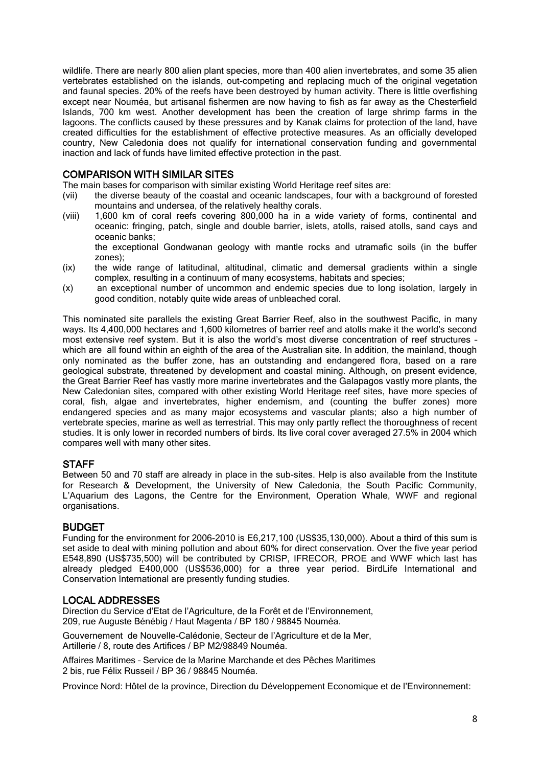wildlife. There are nearly 800 alien plant species, more than 400 alien invertebrates, and some 35 alien vertebrates established on the islands, out-competing and replacing much of the original vegetation and faunal species. 20% of the reefs have been destroyed by human activity. There is little overfishing except near Nouméa, but artisanal fishermen are now having to fish as far away as the Chesterfield Islands, 700 km west. Another development has been the creation of large shrimp farms in the lagoons. The conflicts caused by these pressures and by Kanak claims for protection of the land, have created difficulties for the establishment of effective protective measures. As an officially developed country, New Caledonia does not qualify for international conservation funding and governmental inaction and lack of funds have limited effective protection in the past.

## COMPARISON WITH SIMILAR SITES

The main bases for comparison with similar existing World Heritage reef sites are:

- (vii) the diverse beauty of the coastal and oceanic landscapes, four with a background of forested mountains and undersea, of the relatively healthy corals.
- (viii) 1,600 km of coral reefs covering 800,000 ha in a wide variety of forms, continental and oceanic: fringing, patch, single and double barrier, islets, atolls, raised atolls, sand cays and oceanic banks;
  the exceptional Gondwanan geology with mantle rocks and utramafic soils (in the buffer zones);
- (ix) the wide range of latitudinal, altitudinal, climatic and demersal gradients within a single complex, resulting in a continuum of many ecosystems, habitats and species;
- (x) an exceptional number of uncommon and endemic species due to long isolation, largely in good condition, notably quite wide areas of unbleached coral.

This nominated site parallels the existing Great Barrier Reef, also in the southwest Pacific, in many ways. Its 4,400,000 hectares and 1,600 kilometres of barrier reef and atolls make it the world's second most extensive reef system. But it is also the world's most diverse concentration of reef structures – which are all found within an eighth of the area of the Australian site. In addition, the mainland, though only nominated as the buffer zone, has an outstanding and endangered flora, based on a rare geological substrate, threatened by development and coastal mining. Although, on present evidence, the Great Barrier Reef has vastly more marine invertebrates and the Galapagos vastly more plants, the New Caledonian sites, compared with other existing World Heritage reef sites, have more species of coral, fish, algae and invertebrates, higher endemism, and (counting the buffer zones) more endangered species and as many major ecosystems and vascular plants; also a high number of vertebrate species, marine as well as terrestrial. This may only partly reflect the thoroughness of recent studies. It is only lower in recorded numbers of birds. Its live coral cover averaged 27.5% in 2004 which compares well with many other sites.

## STAFF

Between 50 and 70 staff are already in place in the sub-sites. Help is also available from the Institute for Research & Development, the University of New Caledonia, the South Pacific Community, L'Aquarium des Lagons, the Centre for the Environment, Operation Whale, WWF and regional organisations.

## BUDGET

Funding for the environment for 2006-2010 is E6,217,100 (US$35,130,000). About a third of this sum is set aside to deal with mining pollution and about 60% for direct conservation. Over the five year period E548,890 (US$735,500) will be contributed by CRISP, IFRECOR, PROE and WWF which last has already pledged E400,000 (US$536,000) for a three year period. BirdLife International and Conservation International are presently funding studies.

## LOCAL ADDRESSES

Direction du Service d'Etat de l'Agriculture, de la Forêt et de l'Environnement,
209, rue Auguste Bénébig / Haut Magenta / BP 180 / 98845 Nouméa.

Gouvernement de Nouvelle-Calédonie, Secteur de l'Agriculture et de la Mer,
Artillerie / 8, route des Artifices / BP M2/98849 Nouméa.

Affaires Maritimes – Service de la Marine Marchande et des Pêches Maritimes
2 bis, rue Félix Russeil / BP 36 / 98845 Nouméa.

Province Nord: Hôtel de la province, Direction du Développement Economique et de l'Environnement: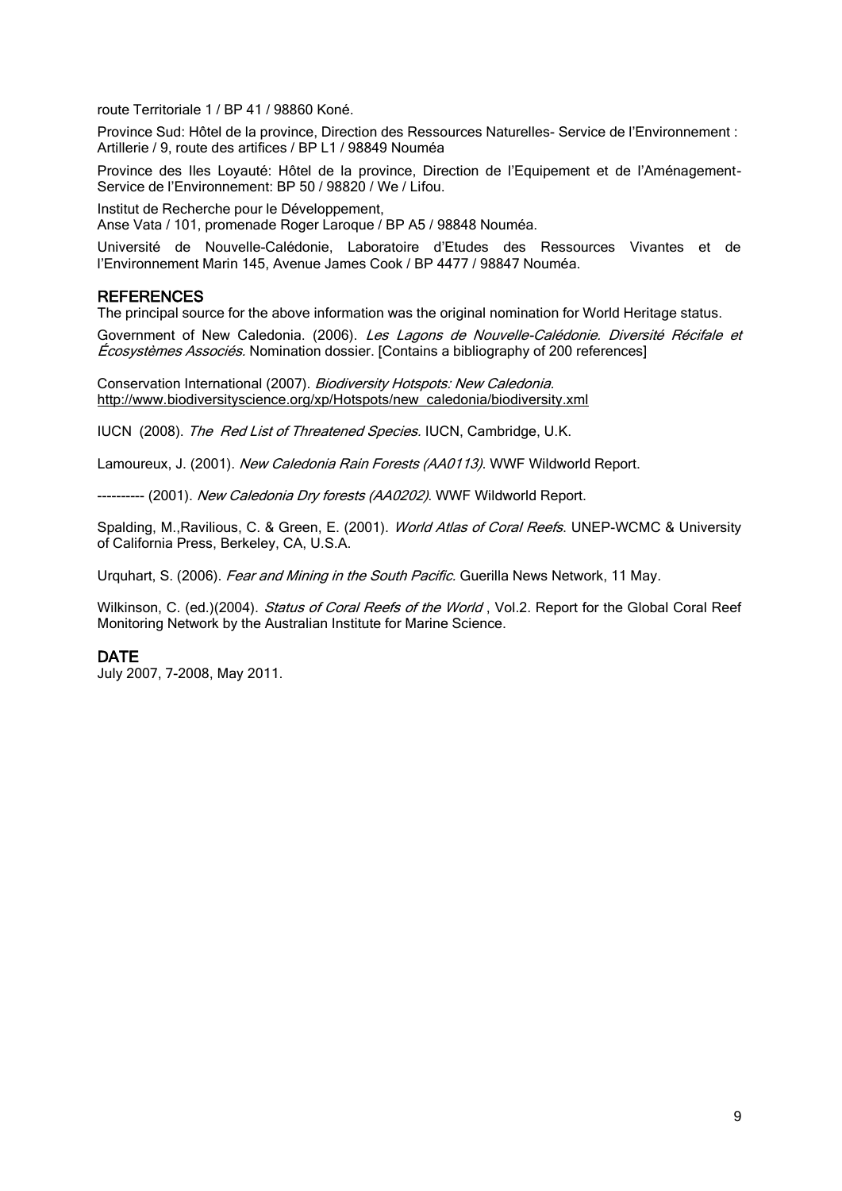route Territoriale 1 / BP 41 / 98860 Koné.

Province Sud: Hôtel de la province, Direction des Ressources Naturelles- Service de l'Environnement : Artillerie / 9, route des artifices / BP L1 / 98849 Nouméa

Province des Iles Loyauté: Hôtel de la province, Direction de l'Equipement et de l'Aménagement-Service de l'Environnement: BP 50 / 98820 / We / Lifou.

Institut de Recherche pour le Développement,
Anse Vata / 101, promenade Roger Laroque / BP A5 / 98848 Nouméa.

Université de Nouvelle-Calédonie, Laboratoire d'Etudes des Ressources Vivantes et de l'Environnement Marin 145, Avenue James Cook / BP 4477 / 98847 Nouméa.

## REFERENCES

The principal source for the above information was the original nomination for World Heritage status.

Government of New Caledonia. (2006). *Les Lagons de Nouvelle-Calédonie. Diversité Récifale et Écosystèmes Associés*. Nomination dossier. [Contains a bibliography of 200 references]

Conservation International (2007). *Biodiversity Hotspots: New Caledonia*. http://www.biodiversityscience.org/xp/Hotspots/new_caledonia/biodiversity.xml

IUCN (2008). *The Red List of Threatened Species*. IUCN, Cambridge, U.K.

Lamoureux, J. (2001). *New Caledonia Rain Forests (AA0113)*. WWF Wildworld Report.

---------- (2001). *New Caledonia Dry forests (AA0202)*. WWF Wildworld Report.

Spalding, M.,Ravilious, C. & Green, E. (2001). *World Atlas of Coral Reefs*. UNEP-WCMC & University of California Press, Berkeley, CA, U.S.A.

Urquhart, S. (2006). *Fear and Mining in the South Pacific*. Guerilla News Network, 11 May.

Wilkinson, C. (ed.)(2004). *Status of Coral Reefs of the World* , Vol.2. Report for the Global Coral Reef Monitoring Network by the Australian Institute for Marine Science.

## DATE

July 2007, 7-2008, May 2011.